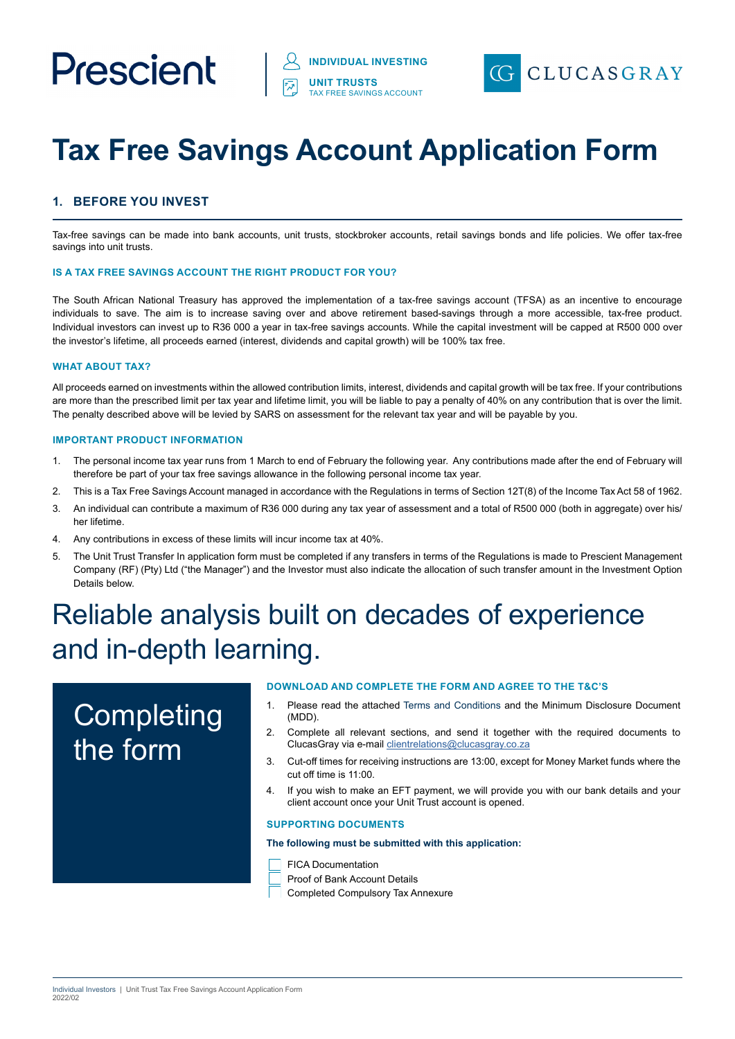Prescient

INDIVIDUAL INVESTING
UNIT TRUSTS
TAX FREE SAVINGS ACCOUNT

CLUCASGRAY

# Tax Free Savings Account Application Form

## 1. BEFORE YOU INVEST

Tax-free savings can be made into bank accounts, unit trusts, stockbroker accounts, retail savings bonds and life policies. We offer tax-free savings into unit trusts.

### IS A TAX FREE SAVINGS ACCOUNT THE RIGHT PRODUCT FOR YOU?

The South African National Treasury has approved the implementation of a tax-free savings account (TFSA) as an incentive to encourage individuals to save. The aim is to increase saving over and above retirement based-savings through a more accessible, tax-free product. Individual investors can invest up to R36 000 a year in tax-free savings accounts. While the capital investment will be capped at R500 000 over the investor's lifetime, all proceeds earned (interest, dividends and capital growth) will be 100% tax free.

### WHAT ABOUT TAX?

All proceeds earned on investments within the allowed contribution limits, interest, dividends and capital growth will be tax free. If your contributions are more than the prescribed limit per tax year and lifetime limit, you will be liable to pay a penalty of 40% on any contribution that is over the limit. The penalty described above will be levied by SARS on assessment for the relevant tax year and will be payable by you.

### IMPORTANT PRODUCT INFORMATION

1. The personal income tax year runs from 1 March to end of February the following year. Any contributions made after the end of February will therefore be part of your tax free savings allowance in the following personal income tax year.
2. This is a Tax Free Savings Account managed in accordance with the Regulations in terms of Section 12T(8) of the Income Tax Act 58 of 1962.
3. An individual can contribute a maximum of R36 000 during any tax year of assessment and a total of R500 000 (both in aggregate) over his/her lifetime.
4. Any contributions in excess of these limits will incur income tax at 40%.
5. The Unit Trust Transfer In application form must be completed if any transfers in terms of the Regulations is made to Prescient Management Company (RF) (Pty) Ltd ("the Manager") and the Investor must also indicate the allocation of such transfer amount in the Investment Option Details below.

# Reliable analysis built on decades of experience and in-depth learning.

## Completing the form

### DOWNLOAD AND COMPLETE THE FORM AND AGREE TO THE T&C'S

1. Please read the attached Terms and Conditions and the Minimum Disclosure Document (MDD).
2. Complete all relevant sections, and send it together with the required documents to ClucasGray via e-mail clientrelations@clucasgray.co.za
3. Cut-off times for receiving instructions are 13:00, except for Money Market funds where the cut off time is 11:00.
4. If you wish to make an EFT payment, we will provide you with our bank details and your client account once your Unit Trust account is opened.

### SUPPORTING DOCUMENTS

**The following must be submitted with this application:**

- [ ] FICA Documentation
- [ ] Proof of Bank Account Details
- [ ] Completed Compulsory Tax Annexure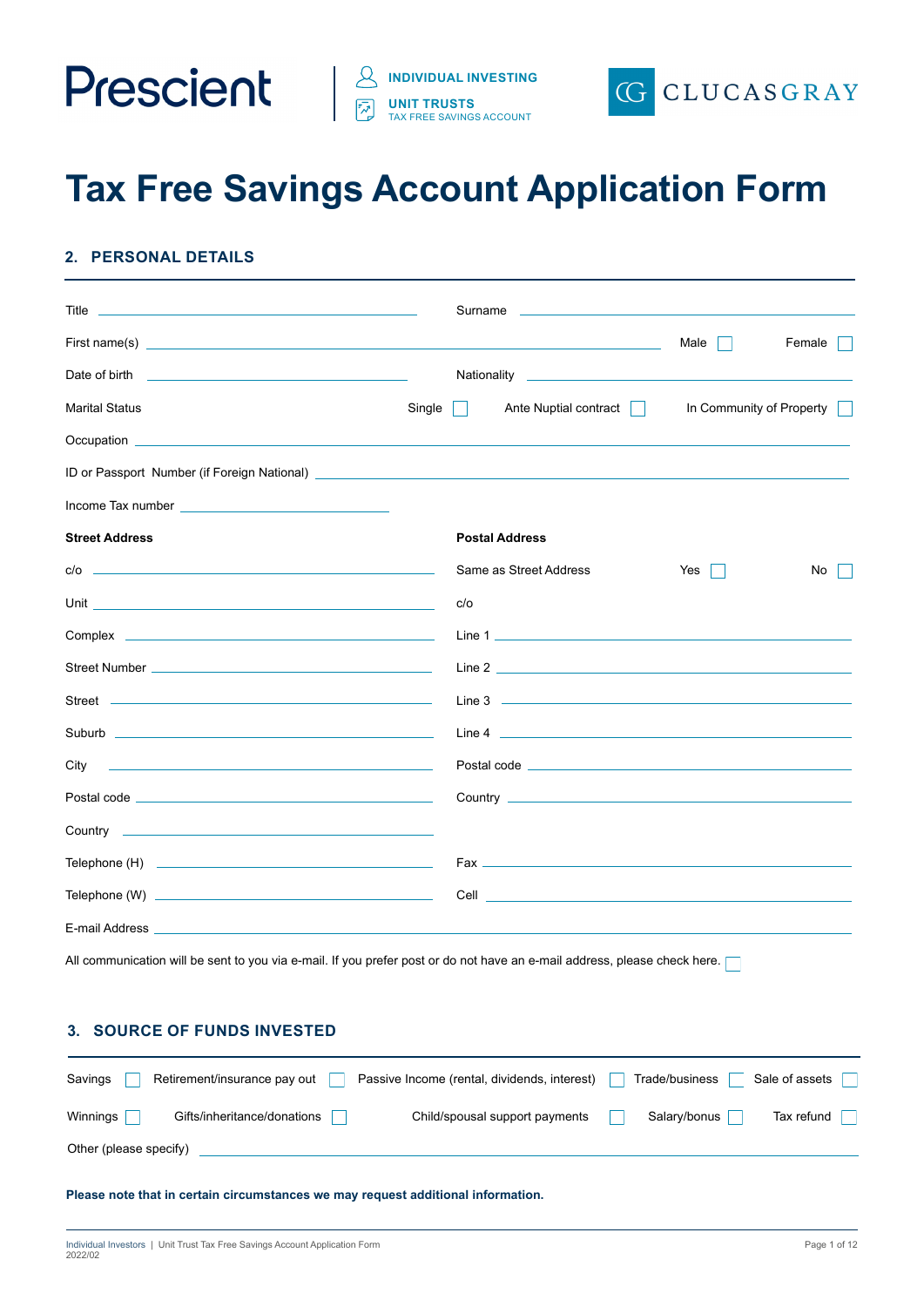Prescient | INDIVIDUAL INVESTING | UNIT TRUSTS | TAX FREE SAVINGS ACCOUNT | CLUCASGRAY

# Tax Free Savings Account Application Form

## 2. PERSONAL DETAILS

Title ______________________ Surname ______________________

First name(s) ______________________ Male ☐ Female ☐

Date of birth ______________________ Nationality ______________________

Marital Status Single ☐ Ante Nuptial contract ☐ In Community of Property ☐

Occupation ______________________

ID or Passport Number (if Foreign National) ______________________

Income Tax number ______________________

| **Street Address** | **Postal Address** |
|---|---|
| c/o ______________________ | Same as Street Address Yes ☐ No ☐ |
| Unit ______________________ | c/o |
| Complex ______________________ | Line 1 ______________________ |
| Street Number ______________________ | Line 2 ______________________ |
| Street ______________________ | Line 3 ______________________ |
| Suburb ______________________ | Line 4 ______________________ |
| City ______________________ | Postal code ______________________ |
| Postal code ______________________ | Country ______________________ |
| Country ______________________ | |
| Telephone (H) ______________________ | Fax ______________________ |
| Telephone (W) ______________________ | Cell ______________________ |

E-mail Address ______________________

All communication will be sent to you via e-mail. If you prefer post or do not have an e-mail address, please check here. ☐

## 3. SOURCE OF FUNDS INVESTED

Savings ☐ Retirement/insurance pay out ☐ Passive Income (rental, dividends, interest) ☐ Trade/business ☐ Sale of assets ☐

Winnings ☐ Gifts/inheritance/donations ☐ Child/spousal support payments ☐ Salary/bonus ☐ Tax refund ☐

Other (please specify) ______________________

**Please note that in certain circumstances we may request additional information.**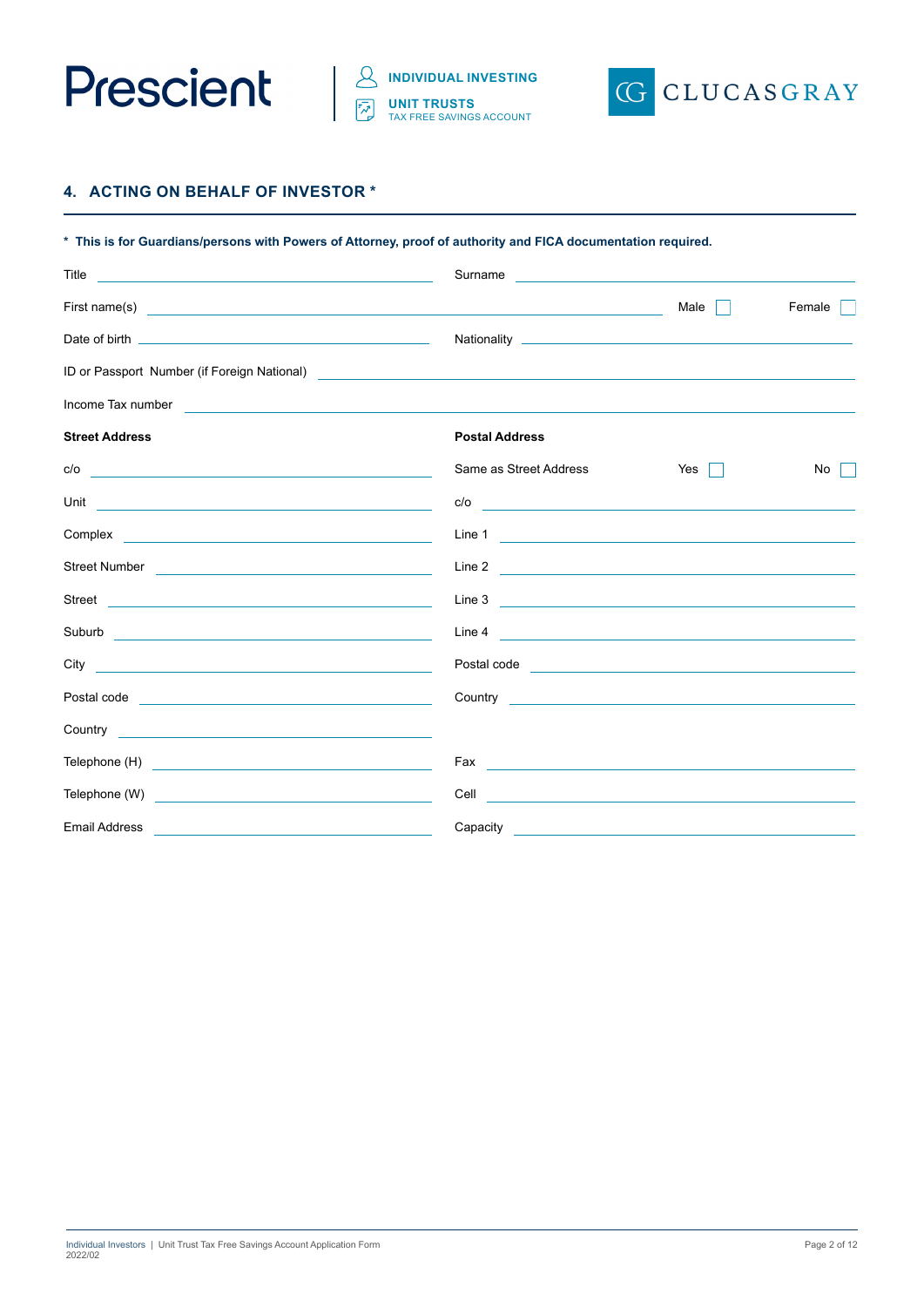## 4. ACTING ON BEHALF OF INVESTOR *

**\* This is for Guardians/persons with Powers of Attorney, proof of authority and FICA documentation required.**

Title ______________________ Surname ______________________

First name(s) ______________________ Male ☐ Female ☐

Date of birth ______________________ Nationality ______________________

ID or Passport Number (if Foreign National) ______________________

Income Tax number ______________________

| **Street Address** | | **Postal Address** | |
|---|---|---|---|
| c/o | | Same as Street Address | Yes ☐ No ☐ |
| Unit | | c/o | |
| Complex | | Line 1 | |
| Street Number | | Line 2 | |
| Street | | Line 3 | |
| Suburb | | Line 4 | |
| City | | Postal code | |
| Postal code | | Country | |
| Country | | | |
| Telephone (H) | | Fax | |
| Telephone (W) | | Cell | |
| Email Address | | Capacity | |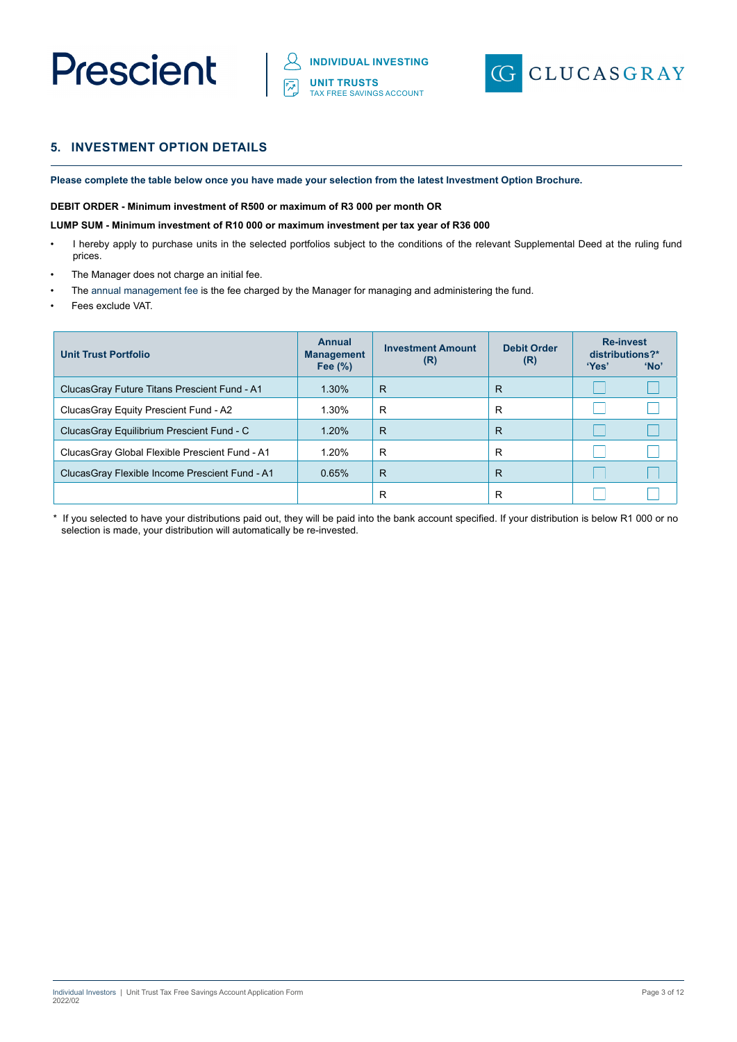## 5. INVESTMENT OPTION DETAILS

**Please complete the table below once you have made your selection from the latest Investment Option Brochure.**

**DEBIT ORDER - Minimum investment of R500 or maximum of R3 000 per month OR**

**LUMP SUM - Minimum investment of R10 000 or maximum investment per tax year of R36 000**

- I hereby apply to purchase units in the selected portfolios subject to the conditions of the relevant Supplemental Deed at the ruling fund prices.
- The Manager does not charge an initial fee.
- The annual management fee is the fee charged by the Manager for managing and administering the fund.
- Fees exclude VAT.

| Unit Trust Portfolio | Annual Management Fee (%) | Investment Amount (R) | Debit Order (R) | Re-invest distributions?* 'Yes' | 'No' |
|---|---|---|---|---|---|
| ClucasGray Future Titans Prescient Fund - A1 | 1.30% | R | R | ☐ | ☐ |
| ClucasGray Equity Prescient Fund - A2 | 1.30% | R | R | ☐ | ☐ |
| ClucasGray Equilibrium Prescient Fund - C | 1.20% | R | R | ☐ | ☐ |
| ClucasGray Global Flexible Prescient Fund - A1 | 1.20% | R | R | ☐ | ☐ |
| ClucasGray Flexible Income Prescient Fund - A1 | 0.65% | R | R | ☐ | ☐ |
| | | R | R | ☐ | ☐ |

\* If you selected to have your distributions paid out, they will be paid into the bank account specified. If your distribution is below R1 000 or no selection is made, your distribution will automatically be re-invested.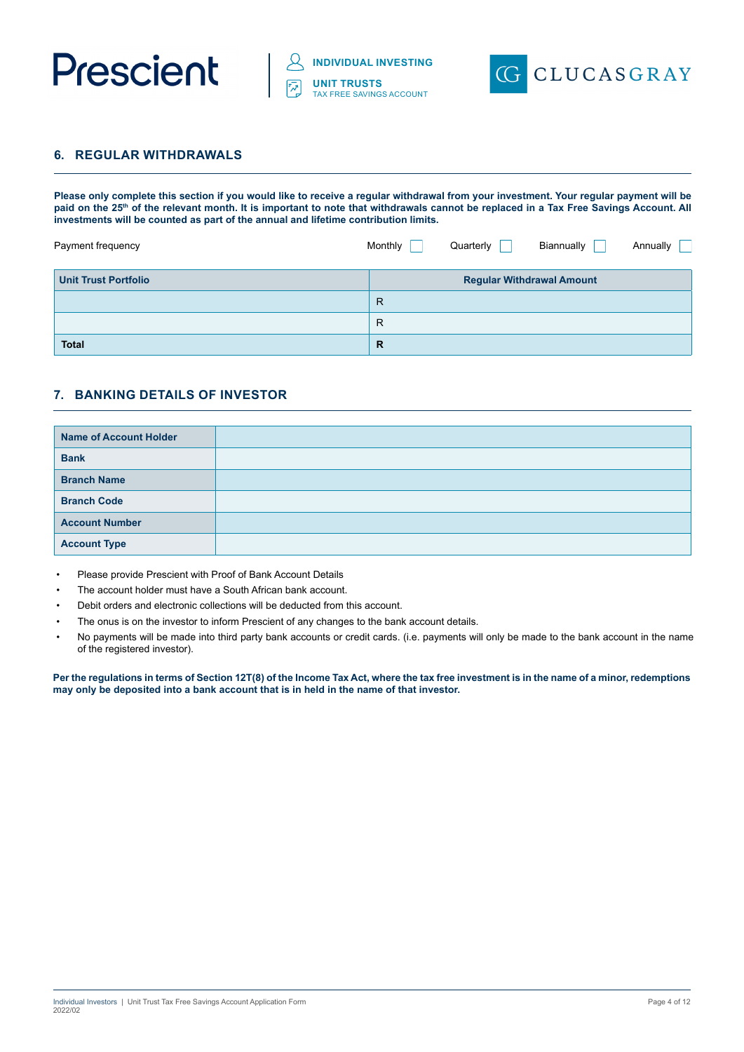## 6. REGULAR WITHDRAWALS

**Please only complete this section if you would like to receive a regular withdrawal from your investment. Your regular payment will be paid on the 25th of the relevant month. It is important to note that withdrawals cannot be replaced in a Tax Free Savings Account. All investments will be counted as part of the annual and lifetime contribution limits.**

Payment frequency Monthly ☐ Quarterly ☐ Biannually ☐ Annually ☐

| Unit Trust Portfolio | Regular Withdrawal Amount |
|---|---|
| | R |
| | R |
| **Total** | **R** |

## 7. BANKING DETAILS OF INVESTOR

| | |
|---|---|
| **Name of Account Holder** | |
| **Bank** | |
| **Branch Name** | |
| **Branch Code** | |
| **Account Number** | |
| **Account Type** | |

- Please provide Prescient with Proof of Bank Account Details
- The account holder must have a South African bank account.
- Debit orders and electronic collections will be deducted from this account.
- The onus is on the investor to inform Prescient of any changes to the bank account details.
- No payments will be made into third party bank accounts or credit cards. (i.e. payments will only be made to the bank account in the name of the registered investor).

**Per the regulations in terms of Section 12T(8) of the Income Tax Act, where the tax free investment is in the name of a minor, redemptions may only be deposited into a bank account that is in held in the name of that investor.**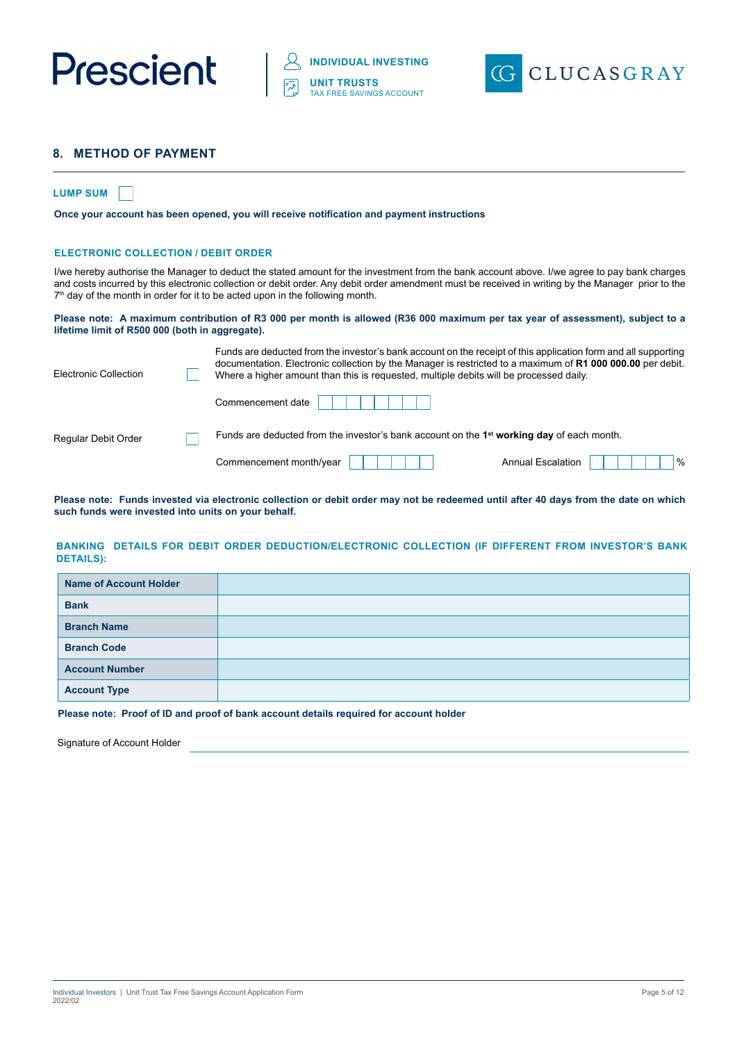## 8. METHOD OF PAYMENT

**LUMP SUM** ☐

**Once your account has been opened, you will receive notification and payment instructions**

### ELECTRONIC COLLECTION / DEBIT ORDER

I/we hereby authorise the Manager to deduct the stated amount for the investment from the bank account above. I/we agree to pay bank charges and costs incurred by this electronic collection or debit order. Any debit order amendment must be received in writing by the Manager prior to the 7th day of the month in order for it to be acted upon in the following month.

**Please note: A maximum contribution of R3 000 per month is allowed (R36 000 maximum per tax year of assessment), subject to a lifetime limit of R500 000 (both in aggregate).**

Electronic Collection ☐

Funds are deducted from the investor's bank account on the receipt of this application form and all supporting documentation. Electronic collection by the Manager is restricted to a maximum of **R1 000 000.00** per debit. Where a higher amount than this is requested, multiple debits will be processed daily.

Commencement date ☐☐☐☐☐☐☐☐

Regular Debit Order ☐

Funds are deducted from the investor's bank account on the **1st working day** of each month.

Commencement month/year ☐☐☐☐☐☐ Annual Escalation ☐☐☐☐☐☐ %

**Please note: Funds invested via electronic collection or debit order may not be redeemed until after 40 days from the date on which such funds were invested into units on your behalf.**

### BANKING DETAILS FOR DEBIT ORDER DEDUCTION/ELECTRONIC COLLECTION (IF DIFFERENT FROM INVESTOR'S BANK DETAILS):

| | |
|---|---|
| **Name of Account Holder** | |
| **Bank** | |
| **Branch Name** | |
| **Branch Code** | |
| **Account Number** | |
| **Account Type** | |

**Please note: Proof of ID and proof of bank account details required for account holder**

Signature of Account Holder ______________________________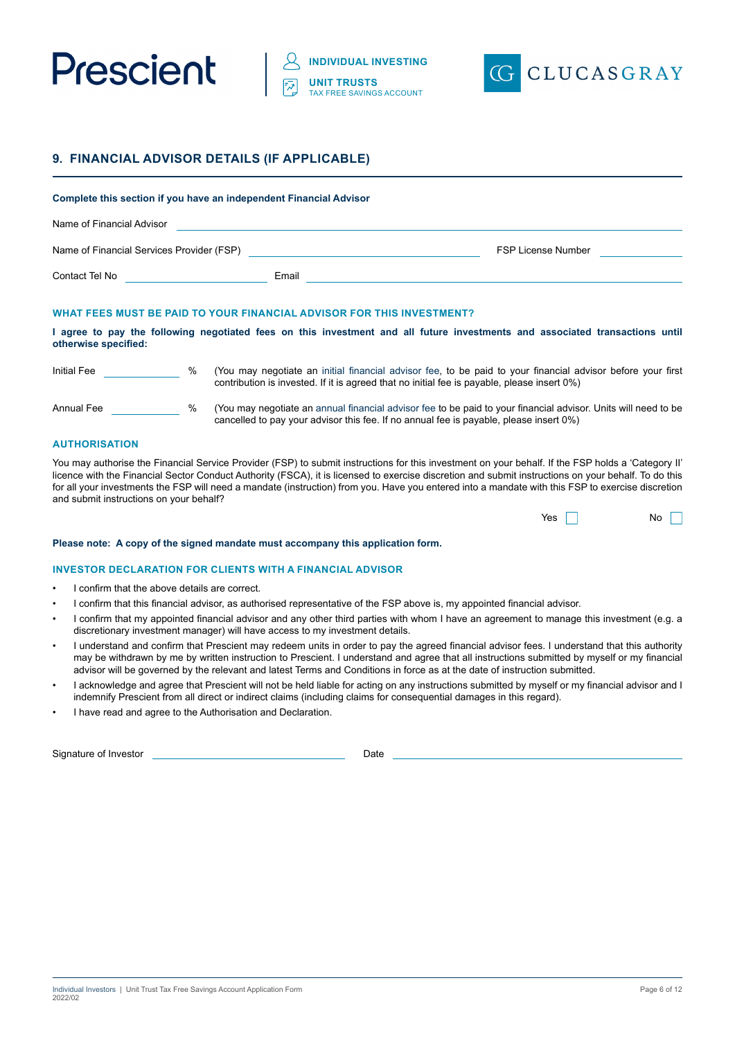## 9. FINANCIAL ADVISOR DETAILS (IF APPLICABLE)

**Complete this section if you have an independent Financial Advisor**

Name of Financial Advisor ______________________________

Name of Financial Services Provider (FSP) ______________________________ FSP License Number ______________

Contact Tel No ______________________ Email ______________________________

### WHAT FEES MUST BE PAID TO YOUR FINANCIAL ADVISOR FOR THIS INVESTMENT?

**I agree to pay the following negotiated fees on this investment and all future investments and associated transactions until otherwise specified:**

Initial Fee ____________ % (You may negotiate an initial financial advisor fee, to be paid to your financial advisor before your first contribution is invested. If it is agreed that no initial fee is payable, please insert 0%)

Annual Fee ____________ % (You may negotiate an annual financial advisor fee to be paid to your financial advisor. Units will need to be cancelled to pay your advisor this fee. If no annual fee is payable, please insert 0%)

### AUTHORISATION

You may authorise the Financial Service Provider (FSP) to submit instructions for this investment on your behalf. If the FSP holds a 'Category II' licence with the Financial Sector Conduct Authority (FSCA), it is licensed to exercise discretion and submit instructions on your behalf. To do this for all your investments the FSP will need a mandate (instruction) from you. Have you entered into a mandate with this FSP to exercise discretion and submit instructions on your behalf?

Yes ☐ No ☐

**Please note: A copy of the signed mandate must accompany this application form.**

### INVESTOR DECLARATION FOR CLIENTS WITH A FINANCIAL ADVISOR

- I confirm that the above details are correct.
- I confirm that this financial advisor, as authorised representative of the FSP above is, my appointed financial advisor.
- I confirm that my appointed financial advisor and any other third parties with whom I have an agreement to manage this investment (e.g. a discretionary investment manager) will have access to my investment details.
- I understand and confirm that Prescient may redeem units in order to pay the agreed financial advisor fees. I understand that this authority may be withdrawn by me by written instruction to Prescient. I understand and agree that all instructions submitted by myself or my financial advisor will be governed by the relevant and latest Terms and Conditions in force as at the date of instruction submitted.
- I acknowledge and agree that Prescient will not be held liable for acting on any instructions submitted by myself or my financial advisor and I indemnify Prescient from all direct or indirect claims (including claims for consequential damages in this regard).
- I have read and agree to the Authorisation and Declaration.

Signature of Investor ______________________________ Date ______________________________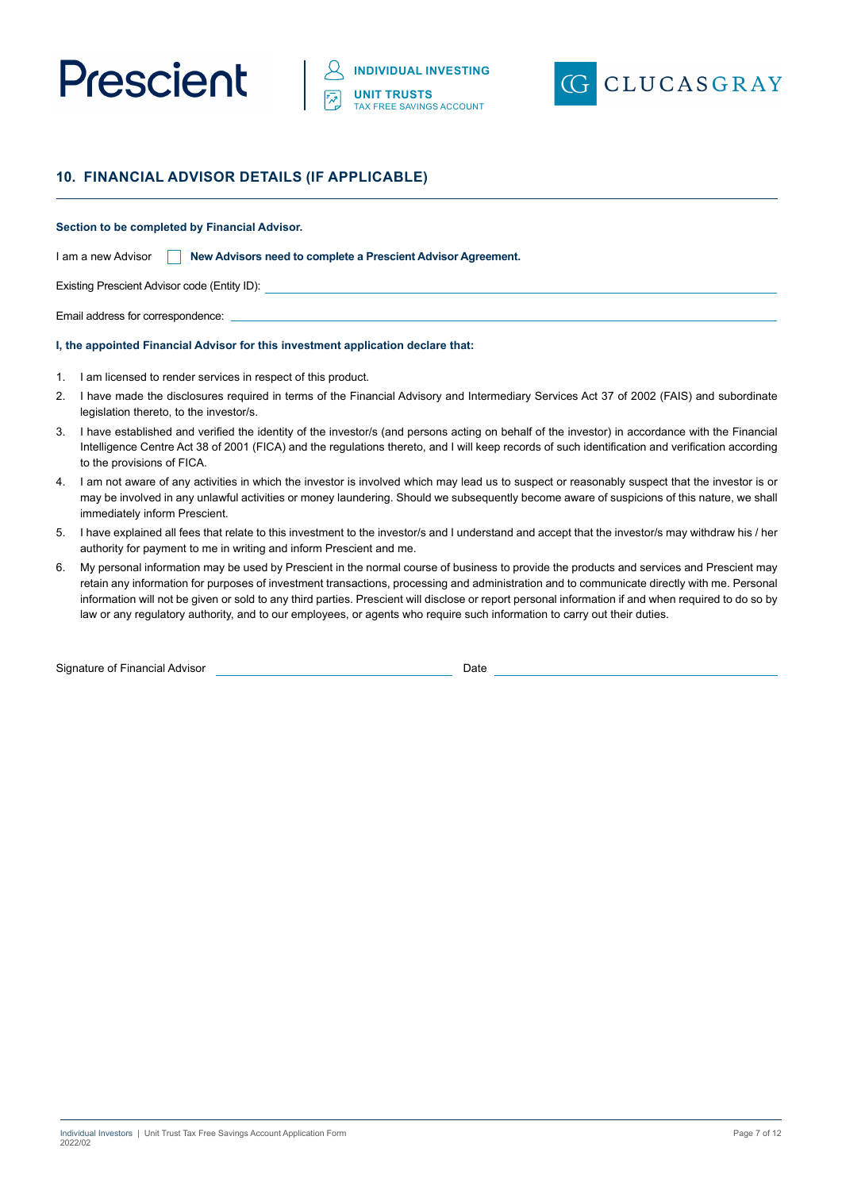## 10. FINANCIAL ADVISOR DETAILS (IF APPLICABLE)

**Section to be completed by Financial Advisor.**

I am a new Advisor ☐ **New Advisors need to complete a Prescient Advisor Agreement.**

Existing Prescient Advisor code (Entity ID): ______________________________

Email address for correspondence: ______________________________

**I, the appointed Financial Advisor for this investment application declare that:**

1. I am licensed to render services in respect of this product.
2. I have made the disclosures required in terms of the Financial Advisory and Intermediary Services Act 37 of 2002 (FAIS) and subordinate legislation thereto, to the investor/s.
3. I have established and verified the identity of the investor/s (and persons acting on behalf of the investor) in accordance with the Financial Intelligence Centre Act 38 of 2001 (FICA) and the regulations thereto, and I will keep records of such identification and verification according to the provisions of FICA.
4. I am not aware of any activities in which the investor is involved which may lead us to suspect or reasonably suspect that the investor is or may be involved in any unlawful activities or money laundering. Should we subsequently become aware of suspicions of this nature, we shall immediately inform Prescient.
5. I have explained all fees that relate to this investment to the investor/s and I understand and accept that the investor/s may withdraw his / her authority for payment to me in writing and inform Prescient and me.
6. My personal information may be used by Prescient in the normal course of business to provide the products and services and Prescient may retain any information for purposes of investment transactions, processing and administration and to communicate directly with me. Personal information will not be given or sold to any third parties. Prescient will disclose or report personal information if and when required to do so by law or any regulatory authority, and to our employees, or agents who require such information to carry out their duties.

Signature of Financial Advisor ______________________________ Date ______________________________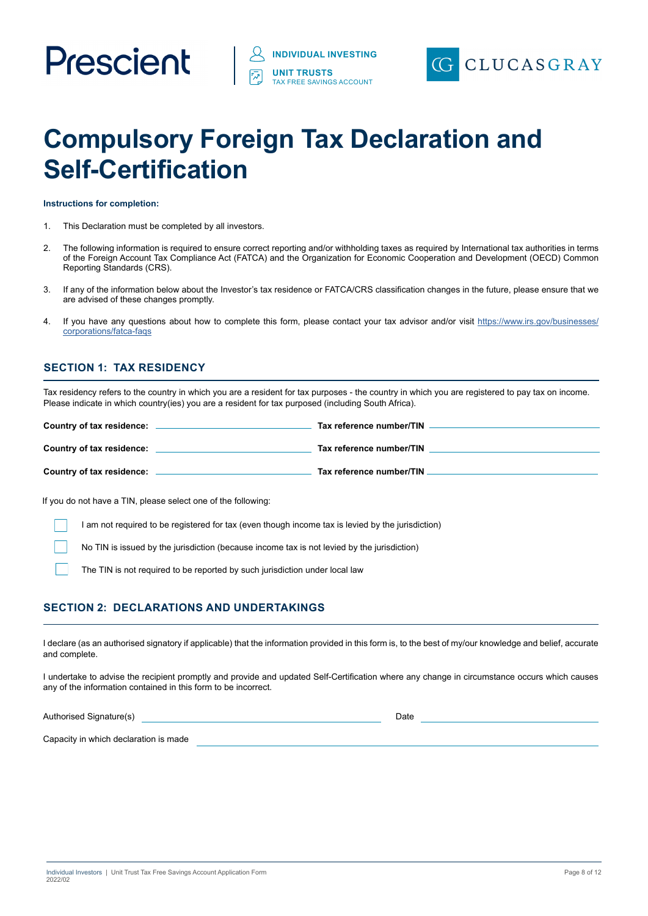Prescient

INDIVIDUAL INVESTING

UNIT TRUSTS
TAX FREE SAVINGS ACCOUNT

CLUCASGRAY

# Compulsory Foreign Tax Declaration and Self-Certification

**Instructions for completion:**

1. This Declaration must be completed by all investors.

2. The following information is required to ensure correct reporting and/or withholding taxes as required by International tax authorities in terms of the Foreign Account Tax Compliance Act (FATCA) and the Organization for Economic Cooperation and Development (OECD) Common Reporting Standards (CRS).

3. If any of the information below about the Investor's tax residence or FATCA/CRS classification changes in the future, please ensure that we are advised of these changes promptly.

4. If you have any questions about how to complete this form, please contact your tax advisor and/or visit https://www.irs.gov/businesses/corporations/fatca-faqs

## SECTION 1: TAX RESIDENCY

Tax residency refers to the country in which you are a resident for tax purposes - the country in which you are registered to pay tax on income. Please indicate in which country(ies) you are a resident for tax purposed (including South Africa).

**Country of tax residence:** ______________________ **Tax reference number/TIN** ______________________

**Country of tax residence:** ______________________ **Tax reference number/TIN** ______________________

**Country of tax residence:** ______________________ **Tax reference number/TIN** ______________________

If you do not have a TIN, please select one of the following:

- ☐ I am not required to be registered for tax (even though income tax is levied by the jurisdiction)
- ☐ No TIN is issued by the jurisdiction (because income tax is not levied by the jurisdiction)
- ☐ The TIN is not required to be reported by such jurisdiction under local law

## SECTION 2: DECLARATIONS AND UNDERTAKINGS

I declare (as an authorised signatory if applicable) that the information provided in this form is, to the best of my/our knowledge and belief, accurate and complete.

I undertake to advise the recipient promptly and provide and updated Self-Certification where any change in circumstance occurs which causes any of the information contained in this form to be incorrect.

Authorised Signature(s) ______________________ Date ______________________

Capacity in which declaration is made ______________________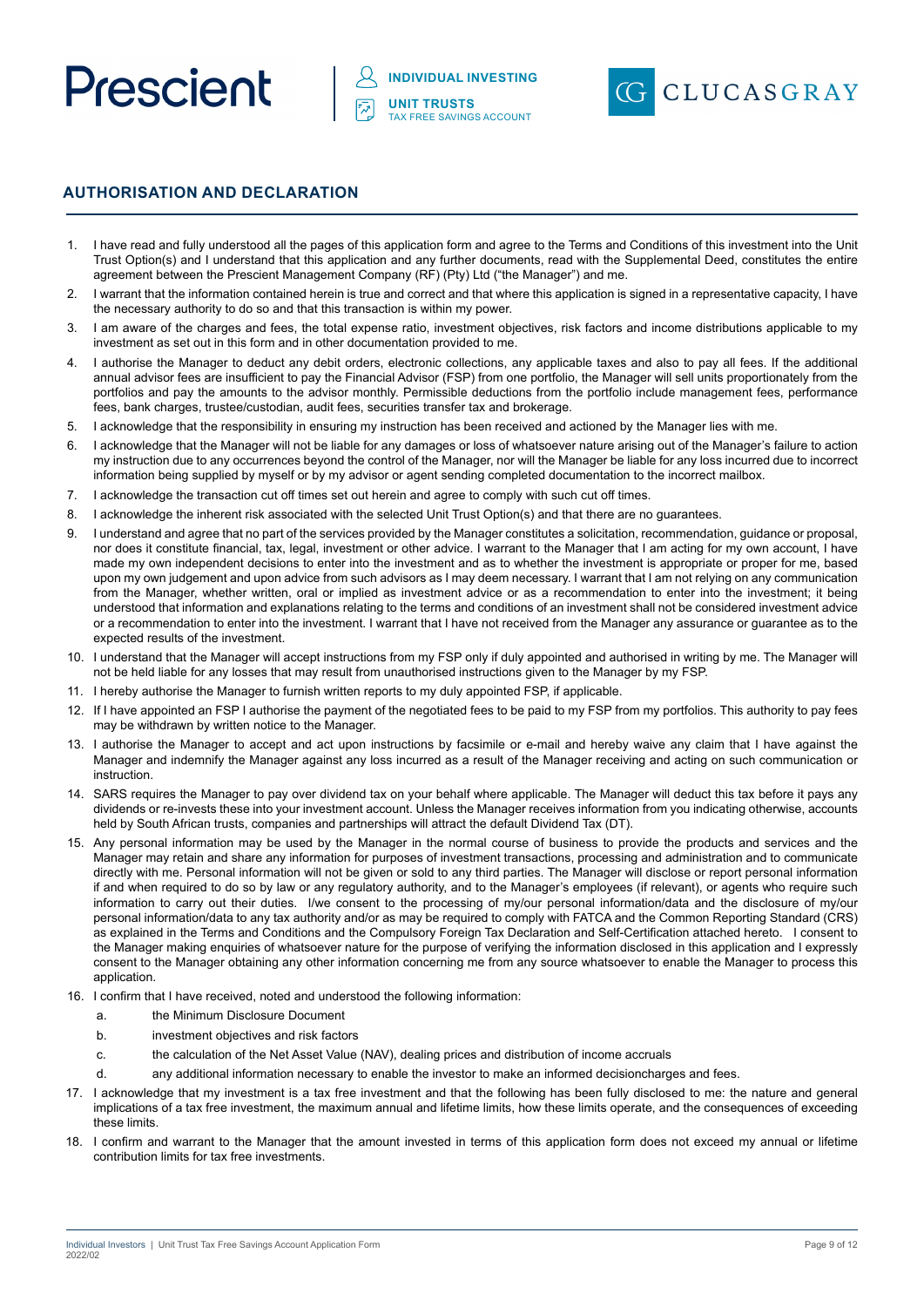## AUTHORISATION AND DECLARATION

1. I have read and fully understood all the pages of this application form and agree to the Terms and Conditions of this investment into the Unit Trust Option(s) and I understand that this application and any further documents, read with the Supplemental Deed, constitutes the entire agreement between the Prescient Management Company (RF) (Pty) Ltd ("the Manager") and me.
2. I warrant that the information contained herein is true and correct and that where this application is signed in a representative capacity, I have the necessary authority to do so and that this transaction is within my power.
3. I am aware of the charges and fees, the total expense ratio, investment objectives, risk factors and income distributions applicable to my investment as set out in this form and in other documentation provided to me.
4. I authorise the Manager to deduct any debit orders, electronic collections, any applicable taxes and also to pay all fees. If the additional annual advisor fees are insufficient to pay the Financial Advisor (FSP) from one portfolio, the Manager will sell units proportionately from the portfolios and pay the amounts to the advisor monthly. Permissible deductions from the portfolio include management fees, performance fees, bank charges, trustee/custodian, audit fees, securities transfer tax and brokerage.
5. I acknowledge that the responsibility in ensuring my instruction has been received and actioned by the Manager lies with me.
6. I acknowledge that the Manager will not be liable for any damages or loss of whatsoever nature arising out of the Manager's failure to action my instruction due to any occurrences beyond the control of the Manager, nor will the Manager be liable for any loss incurred due to incorrect information being supplied by myself or by my advisor or agent sending completed documentation to the incorrect mailbox.
7. I acknowledge the transaction cut off times set out herein and agree to comply with such cut off times.
8. I acknowledge the inherent risk associated with the selected Unit Trust Option(s) and that there are no guarantees.
9. I understand and agree that no part of the services provided by the Manager constitutes a solicitation, recommendation, guidance or proposal, nor does it constitute financial, tax, legal, investment or other advice. I warrant to the Manager that I am acting for my own account, I have made my own independent decisions to enter into the investment and as to whether the investment is appropriate or proper for me, based upon my own judgement and upon advice from such advisors as I may deem necessary. I warrant that I am not relying on any communication from the Manager, whether written, oral or implied as investment advice or as a recommendation to enter into the investment; it being understood that information and explanations relating to the terms and conditions of an investment shall not be considered investment advice or a recommendation to enter into the investment. I warrant that I have not received from the Manager any assurance or guarantee as to the expected results of the investment.
10. I understand that the Manager will accept instructions from my FSP only if duly appointed and authorised in writing by me. The Manager will not be held liable for any losses that may result from unauthorised instructions given to the Manager by my FSP.
11. I hereby authorise the Manager to furnish written reports to my duly appointed FSP, if applicable.
12. If I have appointed an FSP I authorise the payment of the negotiated fees to be paid to my FSP from my portfolios. This authority to pay fees may be withdrawn by written notice to the Manager.
13. I authorise the Manager to accept and act upon instructions by facsimile or e-mail and hereby waive any claim that I have against the Manager and indemnify the Manager against any loss incurred as a result of the Manager receiving and acting on such communication or instruction.
14. SARS requires the Manager to pay over dividend tax on your behalf where applicable. The Manager will deduct this tax before it pays any dividends or re-invests these into your investment account. Unless the Manager receives information from you indicating otherwise, accounts held by South African trusts, companies and partnerships will attract the default Dividend Tax (DT).
15. Any personal information may be used by the Manager in the normal course of business to provide the products and services and the Manager may retain and share any information for purposes of investment transactions, processing and administration and to communicate directly with me. Personal information will not be given or sold to any third parties. The Manager will disclose or report personal information if and when required to do so by law or any regulatory authority, and to the Manager's employees (if relevant), or agents who require such information to carry out their duties. I/we consent to the processing of my/our personal information/data and the disclosure of my/our personal information/data to any tax authority and/or as may be required to comply with FATCA and the Common Reporting Standard (CRS) as explained in the Terms and Conditions and the Compulsory Foreign Tax Declaration and Self-Certification attached hereto. I consent to the Manager making enquiries of whatsoever nature for the purpose of verifying the information disclosed in this application and I expressly consent to the Manager obtaining any other information concerning me from any source whatsoever to enable the Manager to process this application.
16. I confirm that I have received, noted and understood the following information:
    a. the Minimum Disclosure Document
    b. investment objectives and risk factors
    c. the calculation of the Net Asset Value (NAV), dealing prices and distribution of income accruals
    d. any additional information necessary to enable the investor to make an informed decisioncharges and fees.
17. I acknowledge that my investment is a tax free investment and that the following has been fully disclosed to me: the nature and general implications of a tax free investment, the maximum annual and lifetime limits, how these limits operate, and the consequences of exceeding these limits.
18. I confirm and warrant to the Manager that the amount invested in terms of this application form does not exceed my annual or lifetime contribution limits for tax free investments.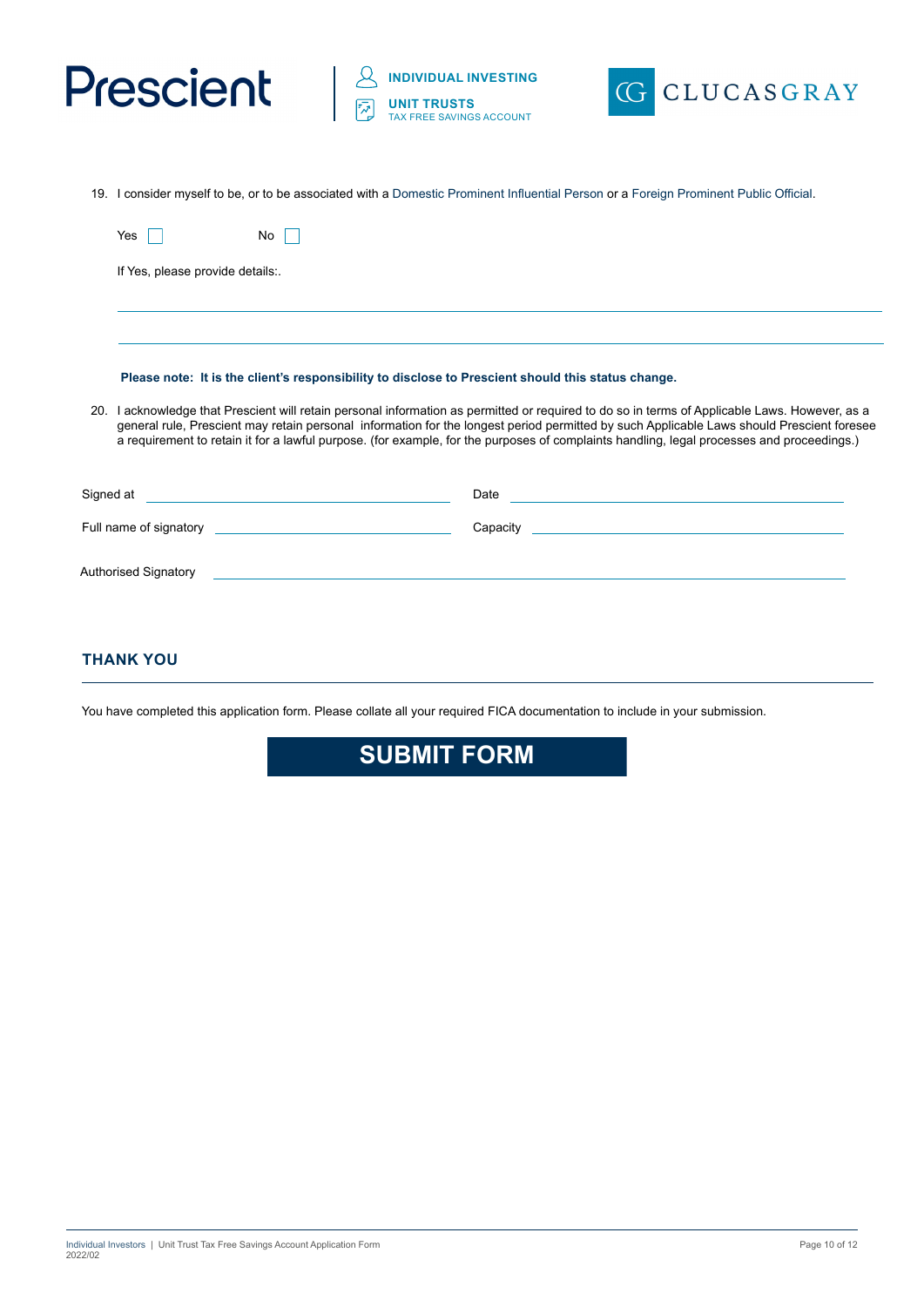19. I consider myself to be, or to be associated with a Domestic Prominent Influential Person or a Foreign Prominent Public Official.

    Yes ☐ No ☐

    If Yes, please provide details:.

    ______________________________________________________________________

    ______________________________________________________________________

    **Please note: It is the client's responsibility to disclose to Prescient should this status change.**

20. I acknowledge that Prescient will retain personal information as permitted or required to do so in terms of Applicable Laws. However, as a general rule, Prescient may retain personal information for the longest period permitted by such Applicable Laws should Prescient foresee a requirement to retain it for a lawful purpose. (for example, for the purposes of complaints handling, legal processes and proceedings.)

Signed at ______________________________ Date ______________________________

Full name of signatory ______________________________ Capacity ______________________________

Authorised Signatory ______________________________________________________________

## THANK YOU

You have completed this application form. Please collate all your required FICA documentation to include in your submission.

**SUBMIT FORM**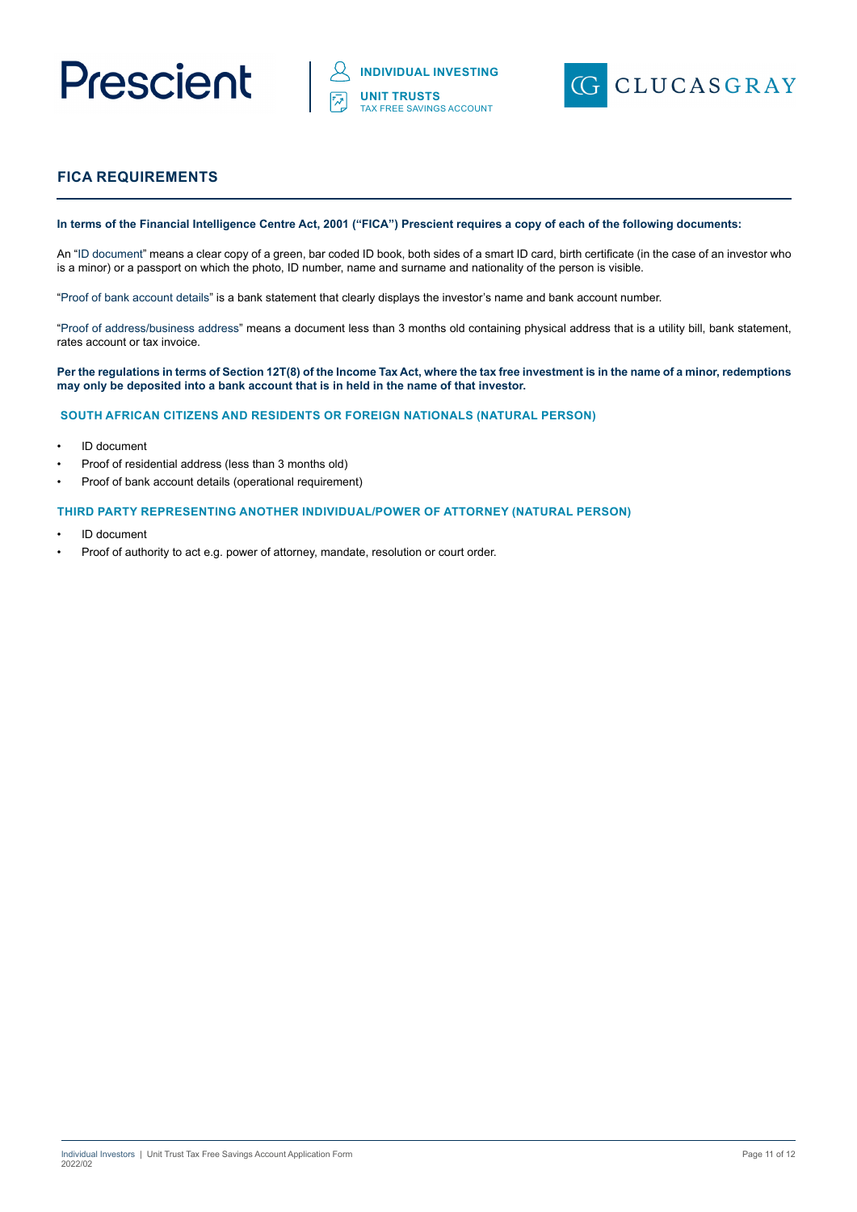## FICA REQUIREMENTS

**In terms of the Financial Intelligence Centre Act, 2001 ("FICA") Prescient requires a copy of each of the following documents:**

An "ID document" means a clear copy of a green, bar coded ID book, both sides of a smart ID card, birth certificate (in the case of an investor who is a minor) or a passport on which the photo, ID number, name and surname and nationality of the person is visible.

"Proof of bank account details" is a bank statement that clearly displays the investor's name and bank account number.

"Proof of address/business address" means a document less than 3 months old containing physical address that is a utility bill, bank statement, rates account or tax invoice.

**Per the regulations in terms of Section 12T(8) of the Income Tax Act, where the tax free investment is in the name of a minor, redemptions may only be deposited into a bank account that is in held in the name of that investor.**

### SOUTH AFRICAN CITIZENS AND RESIDENTS OR FOREIGN NATIONALS (NATURAL PERSON)

- ID document
- Proof of residential address (less than 3 months old)
- Proof of bank account details (operational requirement)

### THIRD PARTY REPRESENTING ANOTHER INDIVIDUAL/POWER OF ATTORNEY (NATURAL PERSON)

- ID document
- Proof of authority to act e.g. power of attorney, mandate, resolution or court order.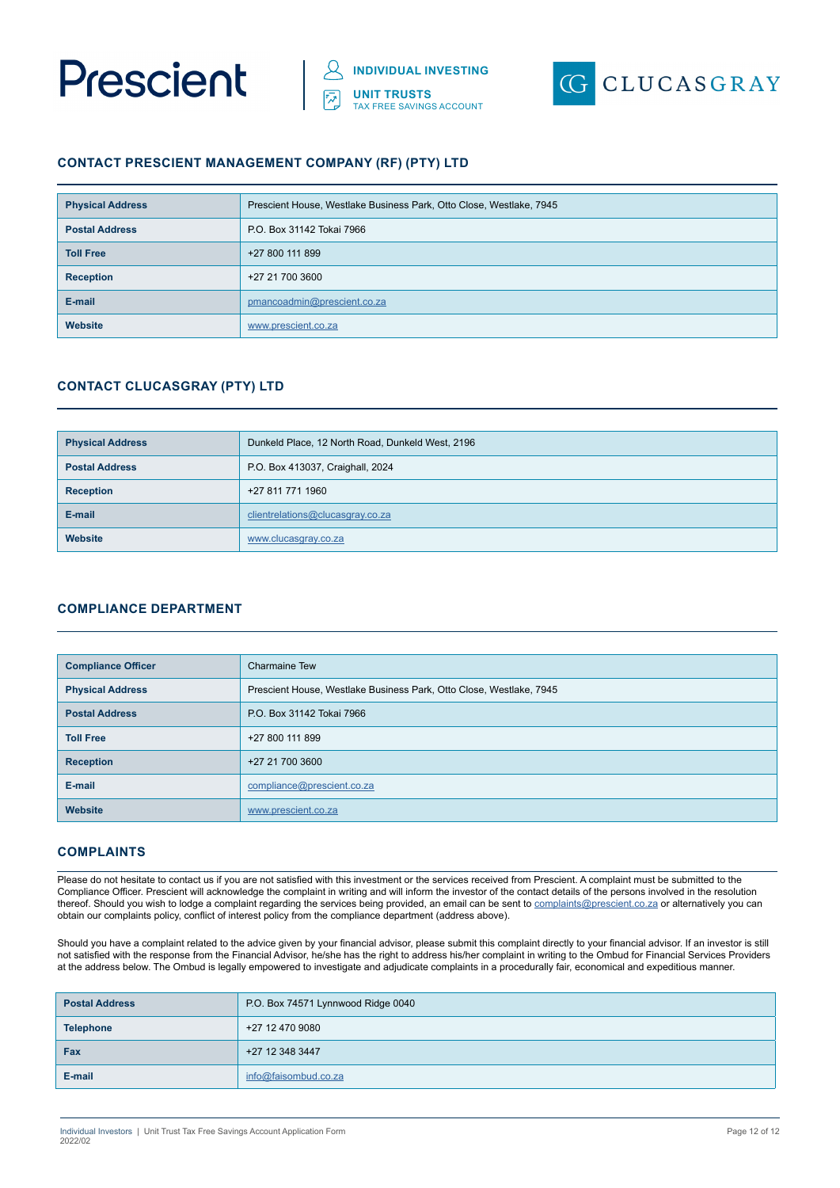# Prescient | INDIVIDUAL INVESTING | UNIT TRUSTS TAX FREE SAVINGS ACCOUNT | CLUCASGRAY

## CONTACT PRESCIENT MANAGEMENT COMPANY (RF) (PTY) LTD

| | |
|---|---|
| **Physical Address** | Prescient House, Westlake Business Park, Otto Close, Westlake, 7945 |
| **Postal Address** | P.O. Box 31142 Tokai 7966 |
| **Toll Free** | +27 800 111 899 |
| **Reception** | +27 21 700 3600 |
| **E-mail** | pmancoadmin@prescient.co.za |
| **Website** | www.prescient.co.za |

## CONTACT CLUCASGRAY (PTY) LTD

| | |
|---|---|
| **Physical Address** | Dunkeld Place, 12 North Road, Dunkeld West, 2196 |
| **Postal Address** | P.O. Box 413037, Craighall, 2024 |
| **Reception** | +27 811 771 1960 |
| **E-mail** | clientrelations@clucasgray.co.za |
| **Website** | www.clucasgray.co.za |

## COMPLIANCE DEPARTMENT

| | |
|---|---|
| **Compliance Officer** | Charmaine Tew |
| **Physical Address** | Prescient House, Westlake Business Park, Otto Close, Westlake, 7945 |
| **Postal Address** | P.O. Box 31142 Tokai 7966 |
| **Toll Free** | +27 800 111 899 |
| **Reception** | +27 21 700 3600 |
| **E-mail** | compliance@prescient.co.za |
| **Website** | www.prescient.co.za |

## COMPLAINTS

Please do not hesitate to contact us if you are not satisfied with this investment or the services received from Prescient. A complaint must be submitted to the Compliance Officer. Prescient will acknowledge the complaint in writing and will inform the investor of the contact details of the persons involved in the resolution thereof. Should you wish to lodge a complaint regarding the services being provided, an email can be sent to complaints@prescient.co.za or alternatively you can obtain our complaints policy, conflict of interest policy from the compliance department (address above).

Should you have a complaint related to the advice given by your financial advisor, please submit this complaint directly to your financial advisor. If an investor is still not satisfied with the response from the Financial Advisor, he/she has the right to address his/her complaint in writing to the Ombud for Financial Services Providers at the address below. The Ombud is legally empowered to investigate and adjudicate complaints in a procedurally fair, economical and expeditious manner.

| | |
|---|---|
| **Postal Address** | P.O. Box 74571 Lynnwood Ridge 0040 |
| **Telephone** | +27 12 470 9080 |
| **Fax** | +27 12 348 3447 |
| **E-mail** | info@faisombud.co.za |